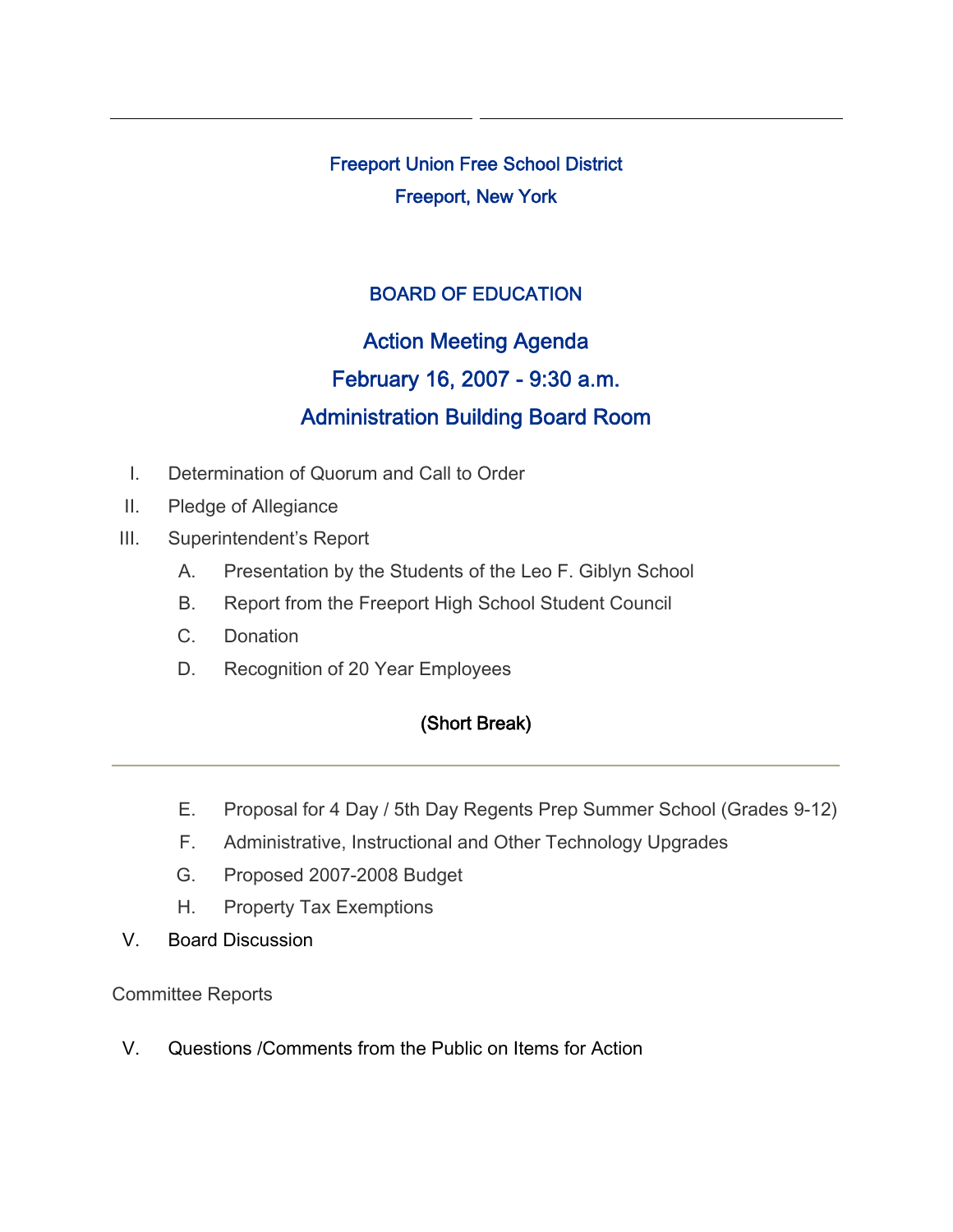# Freeport Union Free School District
## Freeport, New York

## BOARD OF EDUCATION

## Action Meeting Agenda
## February 16, 2007 - 9:30 a.m.
## Administration Building Board Room

I. Determination of Quorum and Call to Order

II. Pledge of Allegiance

III. Superintendent's Report

- A. Presentation by the Students of the Leo F. Giblyn School
- B. Report from the Freeport High School Student Council
- C. Donation
- D. Recognition of 20 Year Employees

**(Short Break)**

---

- E. Proposal for 4 Day / 5th Day Regents Prep Summer School (Grades 9-12)
- F. Administrative, Instructional and Other Technology Upgrades
- G. Proposed 2007-2008 Budget
- H. Property Tax Exemptions

V. Board Discussion

Committee Reports

V. Questions /Comments from the Public on Items for Action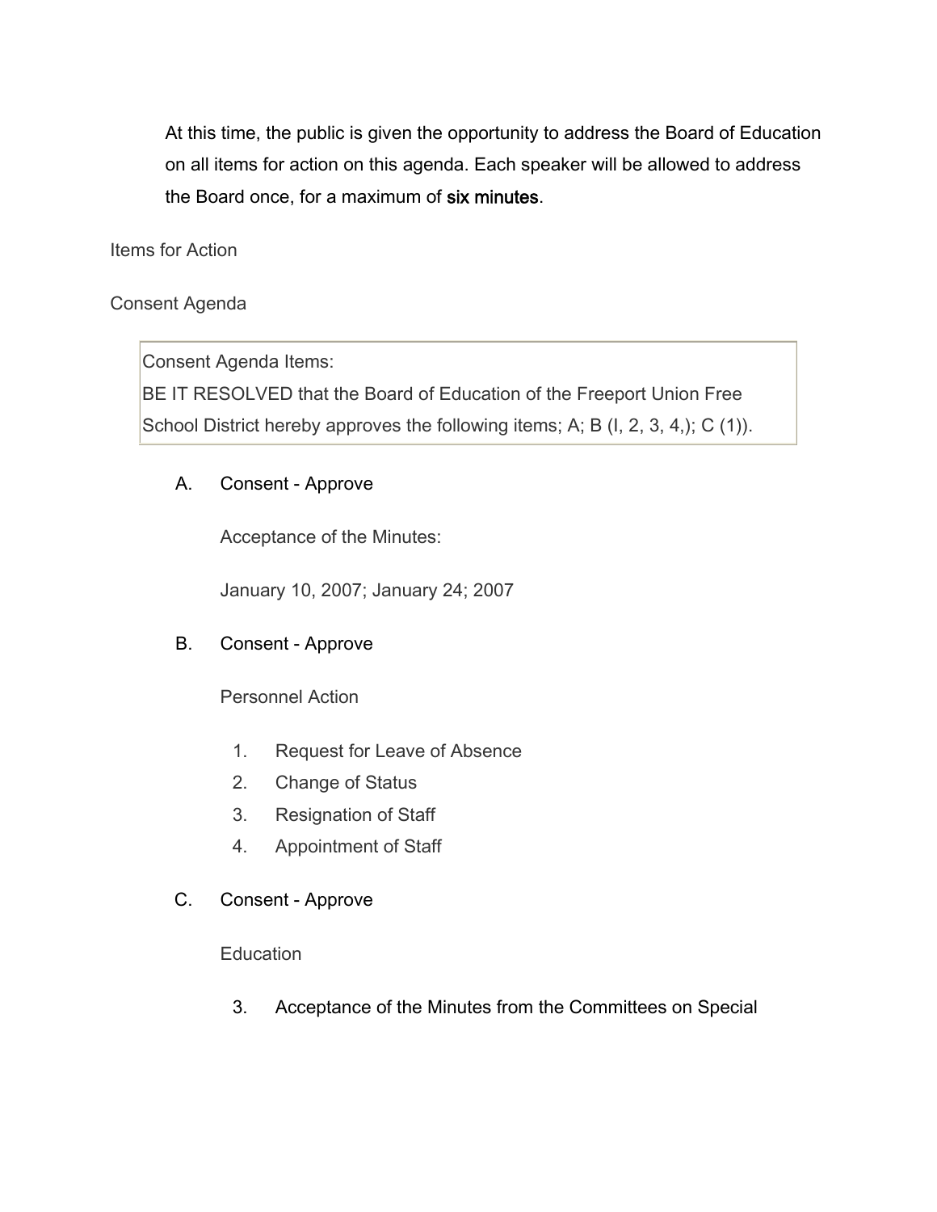At this time, the public is given the opportunity to address the Board of Education on all items for action on this agenda. Each speaker will be allowed to address the Board once, for a maximum of six minutes.

Items for Action

Consent Agenda

| Consent Agenda Items: BE IT RESOLVED that the Board of Education of the Freeport Union Free School District hereby approves the following items; A; B (I, 2, 3, 4,); C (1)). |
| --- |

A. Consent - Approve

Acceptance of the Minutes:

January 10, 2007; January 24; 2007

B. Consent - Approve

Personnel Action

1. Request for Leave of Absence
2. Change of Status
3. Resignation of Staff
4. Appointment of Staff

C. Consent - Approve

Education

3. Acceptance of the Minutes from the Committees on Special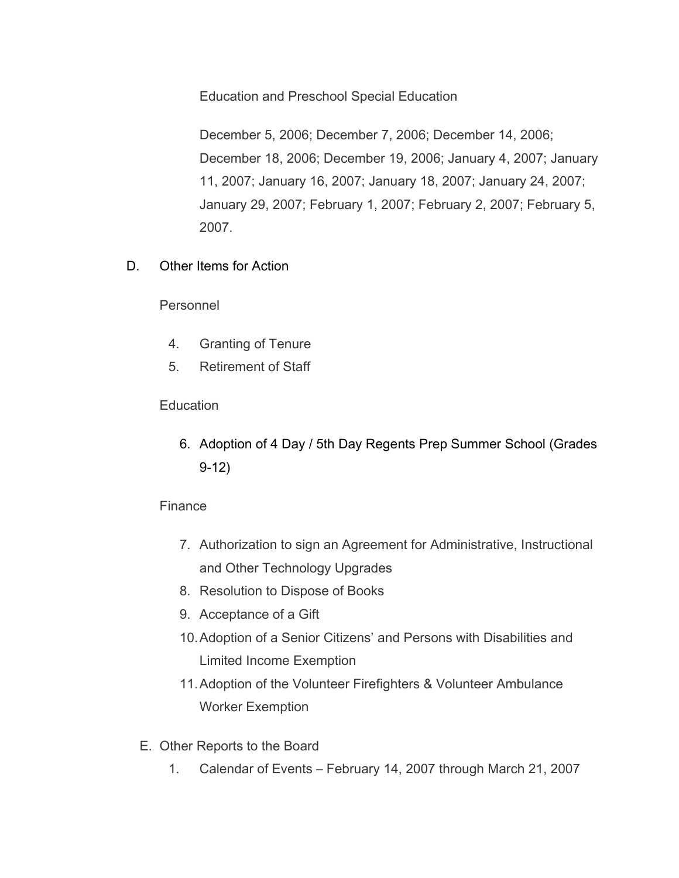Education and Preschool Special Education

December 5, 2006; December 7, 2006; December 14, 2006; December 18, 2006; December 19, 2006; January 4, 2007; January 11, 2007; January 16, 2007; January 18, 2007; January 24, 2007; January 29, 2007; February 1, 2007; February 2, 2007; February 5, 2007.

D. Other Items for Action

Personnel

4. Granting of Tenure
5. Retirement of Staff

Education

6. Adoption of 4 Day / 5th Day Regents Prep Summer School (Grades 9-12)

Finance

7. Authorization to sign an Agreement for Administrative, Instructional and Other Technology Upgrades
8. Resolution to Dispose of Books
9. Acceptance of a Gift
10. Adoption of a Senior Citizens' and Persons with Disabilities and Limited Income Exemption
11. Adoption of the Volunteer Firefighters & Volunteer Ambulance Worker Exemption

E. Other Reports to the Board

1. Calendar of Events – February 14, 2007 through March 21, 2007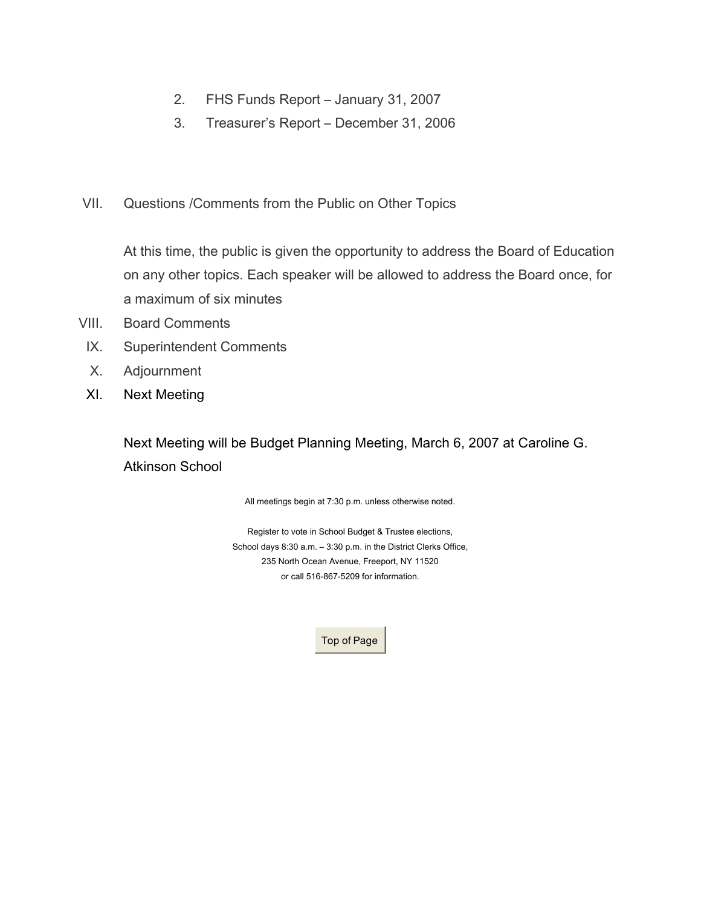2. FHS Funds Report – January 31, 2007
3. Treasurer's Report – December 31, 2006

VII. Questions /Comments from the Public on Other Topics

At this time, the public is given the opportunity to address the Board of Education on any other topics. Each speaker will be allowed to address the Board once, for a maximum of six minutes

VIII. Board Comments

IX. Superintendent Comments

X. Adjournment

XI. Next Meeting

Next Meeting will be Budget Planning Meeting, March 6, 2007 at Caroline G. Atkinson School

All meetings begin at 7:30 p.m. unless otherwise noted.

Register to vote in School Budget & Trustee elections,
School days 8:30 a.m. – 3:30 p.m. in the District Clerks Office,
235 North Ocean Avenue, Freeport, NY 11520
or call 516-867-5209 for information.

Top of Page